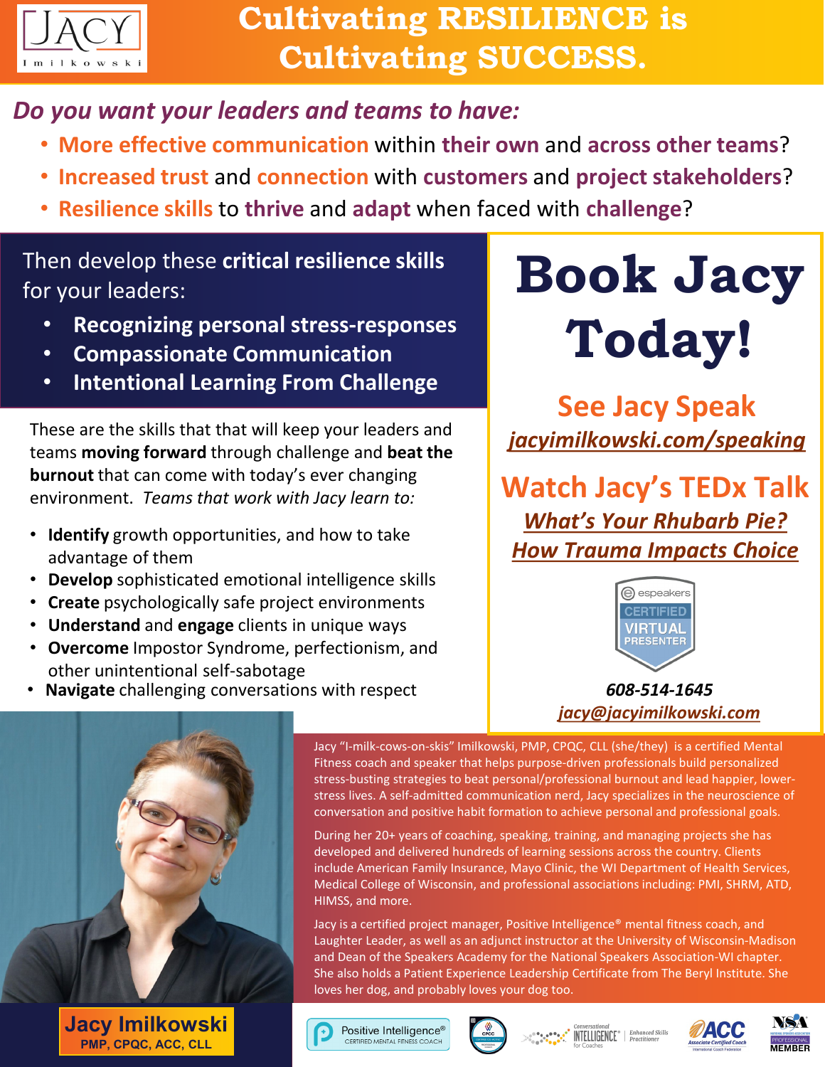# Cultivating RESILIENCE is Cultivating SUCCESS.

***Do you want your leaders and teams to have:***

- **More effective communication** within **their own** and **across other teams**?
- **Increased trust** and **connection** with **customers** and **project stakeholders**?
- **Resilience skills** to **thrive** and **adapt** when faced with **challenge**?

Then develop these **critical resilience skills** for your leaders:

- **Recognizing personal stress-responses**
- **Compassionate Communication**
- **Intentional Learning From Challenge**

These are the skills that that will keep your leaders and teams **moving forward** through challenge and **beat the burnout** that can come with today's ever changing environment. *Teams that work with Jacy learn to:*

- **Identify** growth opportunities, and how to take advantage of them
- **Develop** sophisticated emotional intelligence skills
- **Create** psychologically safe project environments
- **Understand** and **engage** clients in unique ways
- **Overcome** Impostor Syndrome, perfectionism, and other unintentional self-sabotage
- **Navigate** challenging conversations with respect

# Book Jacy Today!

## See Jacy Speak

*jacyimilkowski.com/speaking*

## Watch Jacy's TEDx Talk

***What's Your Rhubarb Pie? How Trauma Impacts Choice***

espeakers CERTIFIED VIRTUAL PRESENTER

***608-514-1645***

*jacy@jacyimilkowski.com*

Jacy "I-milk-cows-on-skis" Imilkowski, PMP, CPQC, CLL (she/they) is a certified Mental Fitness coach and speaker that helps purpose-driven professionals build personalized stress-busting strategies to beat personal/professional burnout and lead happier, lower-stress lives. A self-admitted communication nerd, Jacy specializes in the neuroscience of conversation and positive habit formation to achieve personal and professional goals.

During her 20+ years of coaching, speaking, training, and managing projects she has developed and delivered hundreds of learning sessions across the country. Clients include American Family Insurance, Mayo Clinic, the WI Department of Health Services, Medical College of Wisconsin, and professional associations including: PMI, SHRM, ATD, HIMSS, and more.

Jacy is a certified project manager, Positive Intelligence® mental fitness coach, and Laughter Leader, as well as an adjunct instructor at the University of Wisconsin-Madison and Dean of the Speakers Academy for the National Speakers Association-WI chapter. She also holds a Patient Experience Leadership Certificate from The Beryl Institute. She loves her dog, and probably loves your dog too.

**Jacy Imilkowski**
**PMP, CPQC, ACC, CLL**

Positive Intelligence® CERTIFIED MENTAL FITNESS COACH | Conversational Intelligence® for Coaches Enhanced Skills Practitioner | ACC Associate Certified Coach International Coach Federation | NSA Professional Member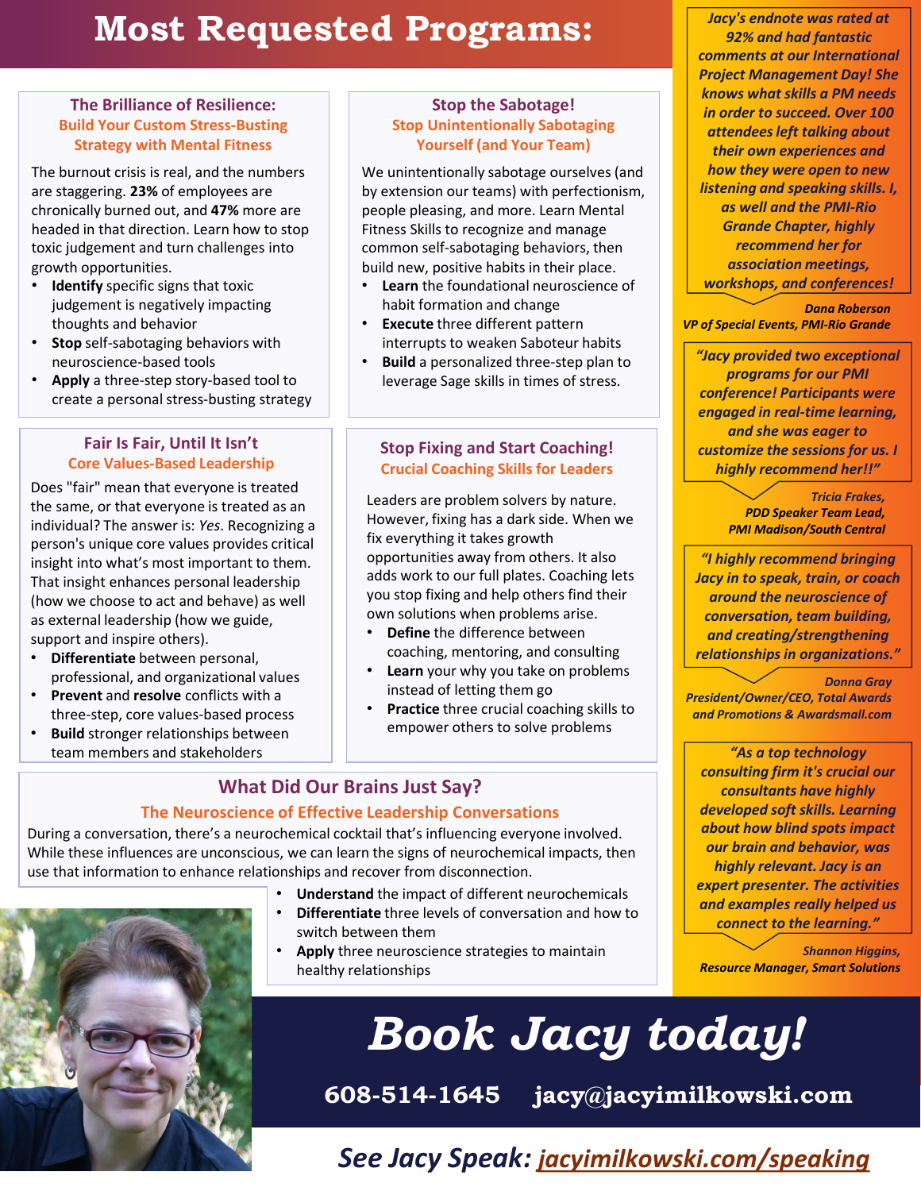# Most Requested Programs:

### The Brilliance of Resilience:
### Build Your Custom Stress-Busting Strategy with Mental Fitness

The burnout crisis is real, and the numbers are staggering. **23%** of employees are chronically burned out, and **47%** more are headed in that direction. Learn how to stop toxic judgement and turn challenges into growth opportunities.

- **Identify** specific signs that toxic judgement is negatively impacting thoughts and behavior
- **Stop** self-sabotaging behaviors with neuroscience-based tools
- **Apply** a three-step story-based tool to create a personal stress-busting strategy

### Stop the Sabotage!
### Stop Unintentionally Sabotaging Yourself (and Your Team)

We unintentionally sabotage ourselves (and by extension our teams) with perfectionism, people pleasing, and more. Learn Mental Fitness Skills to recognize and manage common self-sabotaging behaviors, then build new, positive habits in their place.

- **Learn** the foundational neuroscience of habit formation and change
- **Execute** three different pattern interrupts to weaken Saboteur habits
- **Build** a personalized three-step plan to leverage Sage skills in times of stress.

### Fair Is Fair, Until It Isn't
### Core Values-Based Leadership

Does "fair" mean that everyone is treated the same, or that everyone is treated as an individual? The answer is: *Yes*. Recognizing a person's unique core values provides critical insight into what's most important to them. That insight enhances personal leadership (how we choose to act and behave) as well as external leadership (how we guide, support and inspire others).

- **Differentiate** between personal, professional, and organizational values
- **Prevent** and **resolve** conflicts with a three-step, core values-based process
- **Build** stronger relationships between team members and stakeholders

### Stop Fixing and Start Coaching!
### Crucial Coaching Skills for Leaders

Leaders are problem solvers by nature. However, fixing has a dark side. When we fix everything it takes growth opportunities away from others. It also adds work to our full plates. Coaching lets you stop fixing and help others find their own solutions when problems arise.

- **Define** the difference between coaching, mentoring, and consulting
- **Learn** your why you take on problems instead of letting them go
- **Practice** three crucial coaching skills to empower others to solve problems

### What Did Our Brains Just Say?
### The Neuroscience of Effective Leadership Conversations

During a conversation, there's a neurochemical cocktail that's influencing everyone involved. While these influences are unconscious, we can learn the signs of neurochemical impacts, then use that information to enhance relationships and recover from disconnection.

- **Understand** the impact of different neurochemicals
- **Differentiate** three levels of conversation and how to switch between them
- **Apply** three neuroscience strategies to maintain healthy relationships

*Jacy's endnote was rated at 92% and had fantastic comments at our International Project Management Day! She knows what skills a PM needs in order to succeed. Over 100 attendees left talking about their own experiences and how they were open to new listening and speaking skills. I, as well and the PMI-Rio Grande Chapter, highly recommend her for association meetings, workshops, and conferences!*

*Dana Roberson*
*VP of Special Events, PMI-Rio Grande*

*"Jacy provided two exceptional programs for our PMI conference! Participants were engaged in real-time learning, and she was eager to customize the sessions for us. I highly recommend her!!"*

*Tricia Frakes,*
*PDD Speaker Team Lead, PMI Madison/South Central*

*"I highly recommend bringing Jacy in to speak, train, or coach around the neuroscience of conversation, team building, and creating/strengthening relationships in organizations."*

*Donna Gray*
*President/Owner/CEO, Total Awards and Promotions & Awardsmall.com*

*"As a top technology consulting firm it's crucial our consultants have highly developed soft skills. Learning about how blind spots impact our brain and behavior, was highly relevant. Jacy is an expert presenter. The activities and examples really helped us connect to the learning."*

*Shannon Higgins,*
*Resource Manager, Smart Solutions*

# *Book Jacy today!*

**608-514-1645 jacy@jacyimilkowski.com**

***See Jacy Speak: jacyimilkowski.com/speaking***